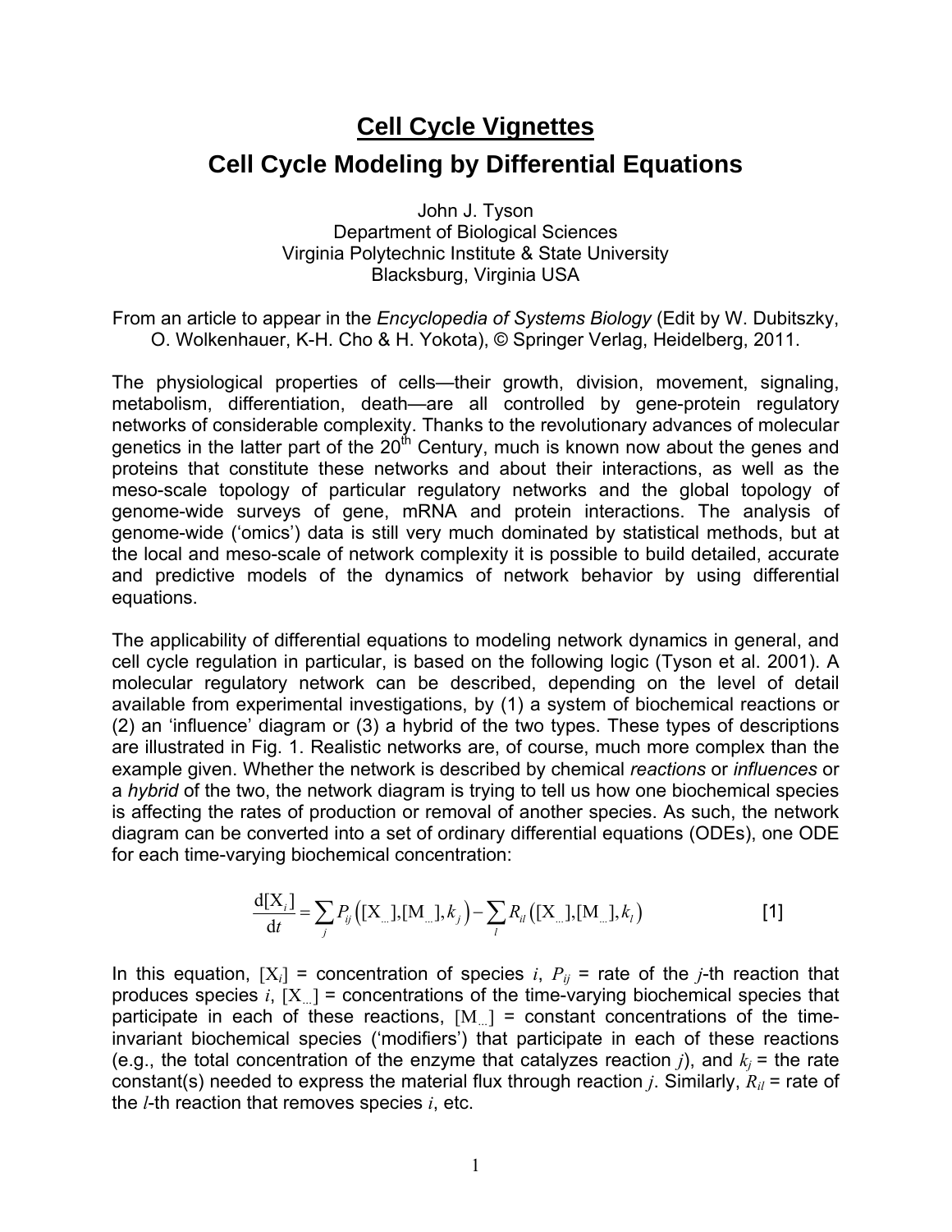# Cell Cycle Vignettes

## Cell Cycle Modeling by Differential Equations

John J. Tyson
Department of Biological Sciences
Virginia Polytechnic Institute & State University
Blacksburg, Virginia USA

From an article to appear in the *Encyclopedia of Systems Biology* (Edit by W. Dubitszky, O. Wolkenhauer, K-H. Cho & H. Yokota), © Springer Verlag, Heidelberg, 2011.

The physiological properties of cells—their growth, division, movement, signaling, metabolism, differentiation, death—are all controlled by gene-protein regulatory networks of considerable complexity. Thanks to the revolutionary advances of molecular genetics in the latter part of the $20^{th}$ Century, much is known now about the genes and proteins that constitute these networks and about their interactions, as well as the meso-scale topology of particular regulatory networks and the global topology of genome-wide surveys of gene, mRNA and protein interactions. The analysis of genome-wide ('omics') data is still very much dominated by statistical methods, but at the local and meso-scale of network complexity it is possible to build detailed, accurate and predictive models of the dynamics of network behavior by using differential equations.

The applicability of differential equations to modeling network dynamics in general, and cell cycle regulation in particular, is based on the following logic (Tyson et al. 2001). A molecular regulatory network can be described, depending on the level of detail available from experimental investigations, by (1) a system of biochemical reactions or (2) an 'influence' diagram or (3) a hybrid of the two types. These types of descriptions are illustrated in Fig. 1. Realistic networks are, of course, much more complex than the example given. Whether the network is described by chemical *reactions* or *influences* or a *hybrid* of the two, the network diagram is trying to tell us how one biochemical species is affecting the rates of production or removal of another species. As such, the network diagram can be converted into a set of ordinary differential equations (ODEs), one ODE for each time-varying biochemical concentration:

$$\frac{\mathrm{d}[\mathrm{X}_i]}{\mathrm{d}t} = \sum_j P_{ij}\left([\mathrm{X}_{...}],[\mathrm{M}_{...}],k_j\right) - \sum_l R_{il}\left([\mathrm{X}_{...}],[\mathrm{M}_{...}],k_l\right) \qquad [1]$$

In this equation, $[\mathrm{X}_i]$ = concentration of species $i$, $P_{ij}$ = rate of the $j$-th reaction that produces species $i$, $[\mathrm{X}_{...}]$ = concentrations of the time-varying biochemical species that participate in each of these reactions, $[\mathrm{M}_{...}]$ = constant concentrations of the time-invariant biochemical species ('modifiers') that participate in each of these reactions (e.g., the total concentration of the enzyme that catalyzes reaction $j$), and $k_j$ = the rate constant(s) needed to express the material flux through reaction $j$. Similarly, $R_{il}$ = rate of the $l$-th reaction that removes species $i$, etc.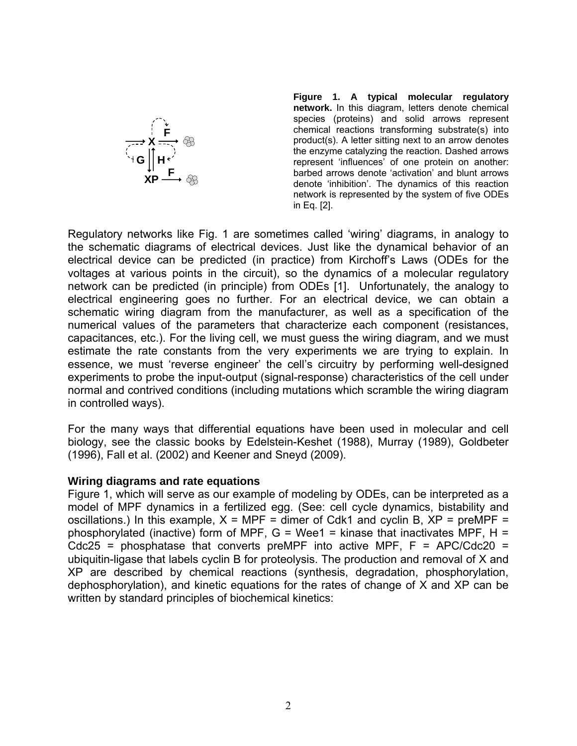**Figure 1. A typical molecular regulatory network.** In this diagram, letters denote chemical species (proteins) and solid arrows represent chemical reactions transforming substrate(s) into product(s). A letter sitting next to an arrow denotes the enzyme catalyzing the reaction. Dashed arrows represent 'influences' of one protein on another: barbed arrows denote 'activation' and blunt arrows denote 'inhibition'. The dynamics of this reaction network is represented by the system of five ODEs in Eq. [2].

Regulatory networks like Fig. 1 are sometimes called 'wiring' diagrams, in analogy to the schematic diagrams of electrical devices. Just like the dynamical behavior of an electrical device can be predicted (in practice) from Kirchoff's Laws (ODEs for the voltages at various points in the circuit), so the dynamics of a molecular regulatory network can be predicted (in principle) from ODEs [1]. Unfortunately, the analogy to electrical engineering goes no further. For an electrical device, we can obtain a schematic wiring diagram from the manufacturer, as well as a specification of the numerical values of the parameters that characterize each component (resistances, capacitances, etc.). For the living cell, we must guess the wiring diagram, and we must estimate the rate constants from the very experiments we are trying to explain. In essence, we must 'reverse engineer' the cell's circuitry by performing well-designed experiments to probe the input-output (signal-response) characteristics of the cell under normal and contrived conditions (including mutations which scramble the wiring diagram in controlled ways).

For the many ways that differential equations have been used in molecular and cell biology, see the classic books by Edelstein-Keshet (1988), Murray (1989), Goldbeter (1996), Fall et al. (2002) and Keener and Sneyd (2009).

### Wiring diagrams and rate equations

Figure 1, which will serve as our example of modeling by ODEs, can be interpreted as a model of MPF dynamics in a fertilized egg. (See: cell cycle dynamics, bistability and oscillations.) In this example, X = MPF = dimer of Cdk1 and cyclin B, XP = preMPF = phosphorylated (inactive) form of MPF, G = Wee1 = kinase that inactivates MPF, H = Cdc25 = phosphatase that converts preMPF into active MPF, F = APC/Cdc20 = ubiquitin-ligase that labels cyclin B for proteolysis. The production and removal of X and XP are described by chemical reactions (synthesis, degradation, phosphorylation, dephosphorylation), and kinetic equations for the rates of change of X and XP can be written by standard principles of biochemical kinetics: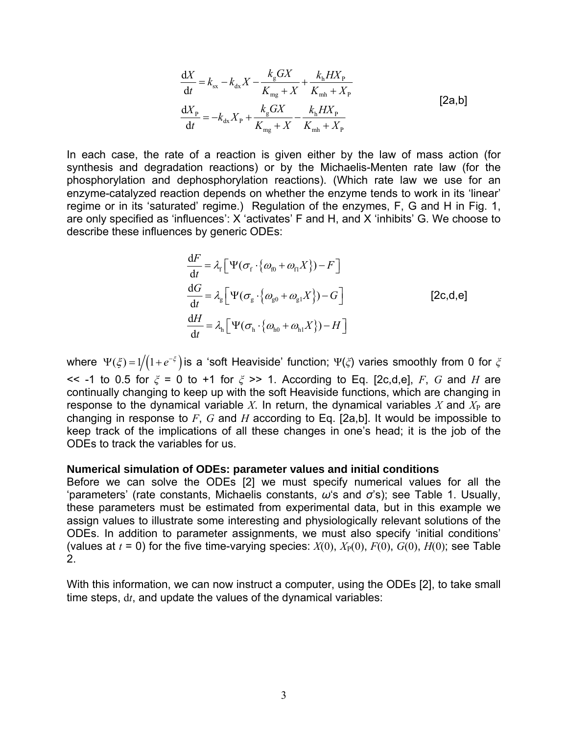$$
\begin{aligned}
\frac{\mathrm{d}X}{\mathrm{d}t} &= k_{\mathrm{sx}} - k_{\mathrm{dx}}X - \frac{k_{\mathrm{g}}GX}{K_{\mathrm{mg}}+X} + \frac{k_{\mathrm{h}}HX_{\mathrm{P}}}{K_{\mathrm{mh}}+X_{\mathrm{P}}} \\
\frac{\mathrm{d}X_{\mathrm{P}}}{\mathrm{d}t} &= -k_{\mathrm{dx}}X_{\mathrm{P}} + \frac{k_{\mathrm{g}}GX}{K_{\mathrm{mg}}+X} - \frac{k_{\mathrm{h}}HX_{\mathrm{P}}}{K_{\mathrm{mh}}+X_{\mathrm{P}}}
\end{aligned}
\qquad \text{[2a,b]}
$$

In each case, the rate of a reaction is given either by the law of mass action (for synthesis and degradation reactions) or by the Michaelis-Menten rate law (for the phosphorylation and dephosphorylation reactions). (Which rate law we use for an enzyme-catalyzed reaction depends on whether the enzyme tends to work in its 'linear' regime or in its 'saturated' regime.) Regulation of the enzymes, F, G and H in Fig. 1, are only specified as 'influences': X 'activates' F and H, and X 'inhibits' G. We choose to describe these influences by generic ODEs:

$$
\begin{aligned}
\frac{\mathrm{d}F}{\mathrm{d}t} &= \lambda_{\mathrm{f}}\left[\Psi(\sigma_{\mathrm{f}}\cdot\{\omega_{\mathrm{f0}}+\omega_{\mathrm{f1}}X\}) - F\right] \\
\frac{\mathrm{d}G}{\mathrm{d}t} &= \lambda_{\mathrm{g}}\left[\Psi(\sigma_{\mathrm{g}}\cdot\{\omega_{\mathrm{g0}}+\omega_{\mathrm{g1}}X\}) - G\right] \\
\frac{\mathrm{d}H}{\mathrm{d}t} &= \lambda_{\mathrm{h}}\left[\Psi(\sigma_{\mathrm{h}}\cdot\{\omega_{\mathrm{h0}}+\omega_{\mathrm{h1}}X\}) - H\right]
\end{aligned}
\qquad \text{[2c,d,e]}
$$

where $\Psi(\xi) = 1/\left(1+e^{-\xi}\right)$ is a 'soft Heaviside' function; $\Psi(\xi)$ varies smoothly from 0 for $\xi$ << -1 to 0.5 for $\xi$ = 0 to +1 for $\xi$ >> 1. According to Eq. [2c,d,e], $F$, $G$ and $H$ are continually changing to keep up with the soft Heaviside functions, which are changing in response to the dynamical variable $X$. In return, the dynamical variables $X$ and $X_{\mathrm{P}}$ are changing in response to $F$, $G$ and $H$ according to Eq. [2a,b]. It would be impossible to keep track of the implications of all these changes in one's head; it is the job of the ODEs to track the variables for us.

**Numerical simulation of ODEs: parameter values and initial conditions**

Before we can solve the ODEs [2] we must specify numerical values for all the 'parameters' (rate constants, Michaelis constants, $\omega$'s and $\sigma$'s); see Table 1. Usually, these parameters must be estimated from experimental data, but in this example we assign values to illustrate some interesting and physiologically relevant solutions of the ODEs. In addition to parameter assignments, we must also specify 'initial conditions' (values at $t$ = 0) for the five time-varying species: $X(0)$, $X_{\mathrm{P}}(0)$, $F(0)$, $G(0)$, $H(0)$; see Table 2.

With this information, we can now instruct a computer, using the ODEs [2], to take small time steps, $\mathrm{d}t$, and update the values of the dynamical variables: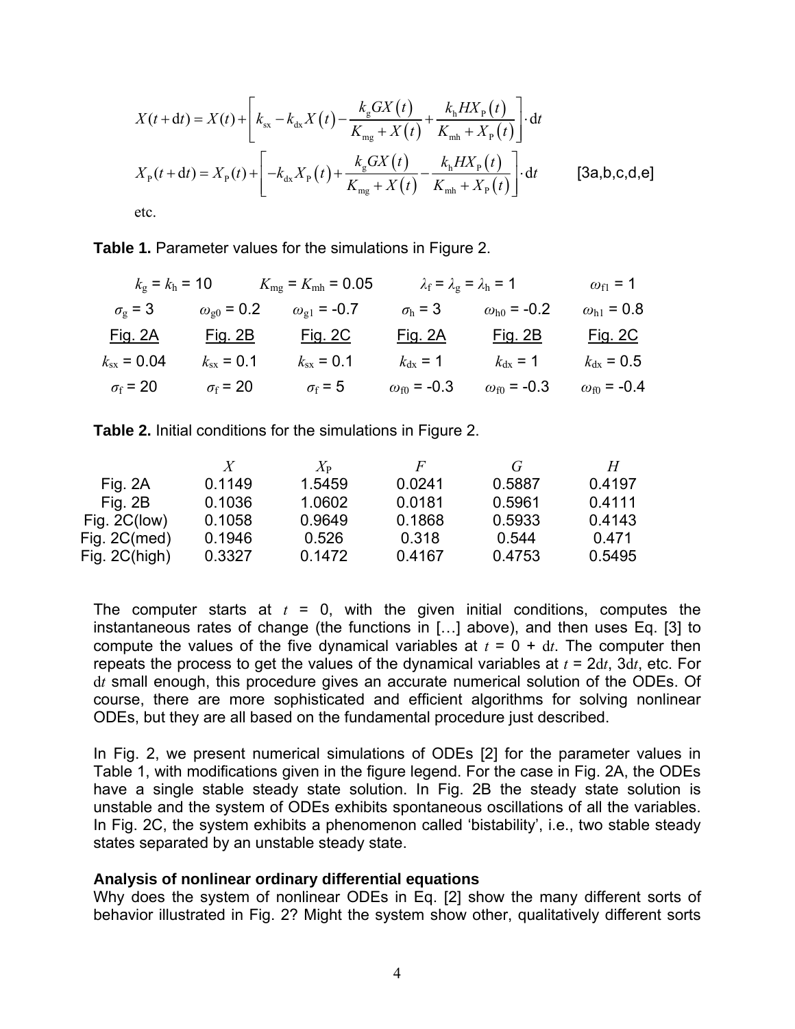$$X(t+\mathrm{d}t) = X(t) + \left[ k_{\mathrm{sx}} - k_{\mathrm{dx}} X(t) - \frac{k_{\mathrm{g}} G X(t)}{K_{\mathrm{mg}} + X(t)} + \frac{k_{\mathrm{h}} H X_{\mathrm{P}}(t)}{K_{\mathrm{mh}} + X_{\mathrm{P}}(t)} \right] \cdot \mathrm{d}t$$

$$X_{\mathrm{P}}(t+\mathrm{d}t) = X_{\mathrm{P}}(t) + \left[ -k_{\mathrm{dx}} X_{\mathrm{P}}(t) + \frac{k_{\mathrm{g}} G X(t)}{K_{\mathrm{mg}} + X(t)} - \frac{k_{\mathrm{h}} H X_{\mathrm{P}}(t)}{K_{\mathrm{mh}} + X_{\mathrm{P}}(t)} \right] \cdot \mathrm{d}t \qquad \text{[3a,b,c,d,e]}$$

etc.

**Table 1.** Parameter values for the simulations in Figure 2.

| | | | | | |
|---|---|---|---|---|---|
| $k_g = k_h = 10$ | | $K_{mg} = K_{mh} = 0.05$ | | $\lambda_f = \lambda_g = \lambda_h = 1$ | $\omega_{f1} = 1$ |
| $\sigma_g = 3$ | $\omega_{g0} = 0.2$ | $\omega_{g1} = -0.7$ | $\sigma_h = 3$ | $\omega_{h0} = -0.2$ | $\omega_{h1} = 0.8$ |
| Fig. 2A | Fig. 2B | Fig. 2C | Fig. 2A | Fig. 2B | Fig. 2C |
| $k_{sx} = 0.04$ | $k_{sx} = 0.1$ | $k_{sx} = 0.1$ | $k_{dx} = 1$ | $k_{dx} = 1$ | $k_{dx} = 0.5$ |
| $\sigma_f = 20$ | $\sigma_f = 20$ | $\sigma_f = 5$ | $\omega_{f0} = -0.3$ | $\omega_{f0} = -0.3$ | $\omega_{f0} = -0.4$ |

**Table 2.** Initial conditions for the simulations in Figure 2.

| | $X$ | $X_P$ | $F$ | $G$ | $H$ |
|---|---|---|---|---|---|
| Fig. 2A | 0.1149 | 1.5459 | 0.0241 | 0.5887 | 0.4197 |
| Fig. 2B | 0.1036 | 1.0602 | 0.0181 | 0.5961 | 0.4111 |
| Fig. 2C(low) | 0.1058 | 0.9649 | 0.1868 | 0.5933 | 0.4143 |
| Fig. 2C(med) | 0.1946 | 0.526 | 0.318 | 0.544 | 0.471 |
| Fig. 2C(high) | 0.3327 | 0.1472 | 0.4167 | 0.4753 | 0.5495 |

The computer starts at $t = 0$, with the given initial conditions, computes the instantaneous rates of change (the functions in […] above), and then uses Eq. [3] to compute the values of the five dynamical variables at $t = 0 + \mathrm{d}t$. The computer then repeats the process to get the values of the dynamical variables at $t = 2\mathrm{d}t$, $3\mathrm{d}t$, etc. For $\mathrm{d}t$ small enough, this procedure gives an accurate numerical solution of the ODEs. Of course, there are more sophisticated and efficient algorithms for solving nonlinear ODEs, but they are all based on the fundamental procedure just described.

In Fig. 2, we present numerical simulations of ODEs [2] for the parameter values in Table 1, with modifications given in the figure legend. For the case in Fig. 2A, the ODEs have a single stable steady state solution. In Fig. 2B the steady state solution is unstable and the system of ODEs exhibits spontaneous oscillations of all the variables. In Fig. 2C, the system exhibits a phenomenon called 'bistability', i.e., two stable steady states separated by an unstable steady state.

**Analysis of nonlinear ordinary differential equations**

Why does the system of nonlinear ODEs in Eq. [2] show the many different sorts of behavior illustrated in Fig. 2? Might the system show other, qualitatively different sorts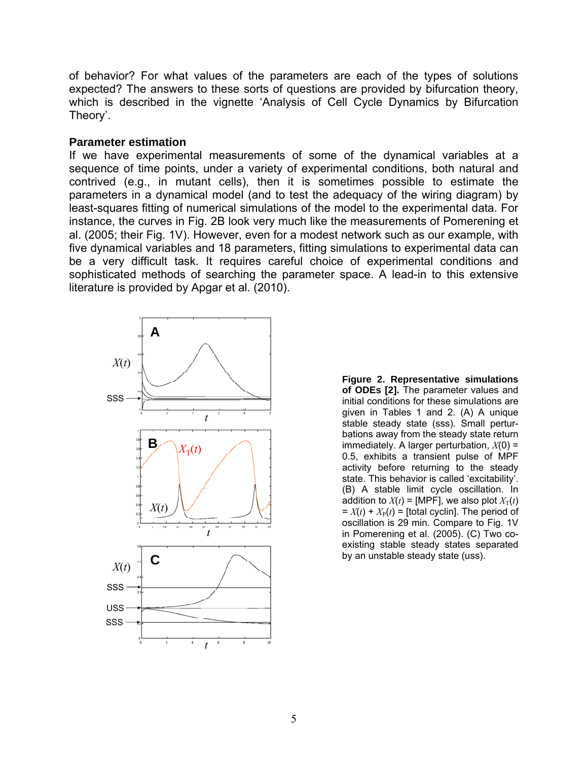of behavior? For what values of the parameters are each of the types of solutions expected? The answers to these sorts of questions are provided by bifurcation theory, which is described in the vignette 'Analysis of Cell Cycle Dynamics by Bifurcation Theory'.

### Parameter estimation

If we have experimental measurements of some of the dynamical variables at a sequence of time points, under a variety of experimental conditions, both natural and contrived (e.g., in mutant cells), then it is sometimes possible to estimate the parameters in a dynamical model (and to test the adequacy of the wiring diagram) by least-squares fitting of numerical simulations of the model to the experimental data. For instance, the curves in Fig. 2B look very much like the measurements of Pomerening et al. (2005; their Fig. 1V). However, even for a modest network such as our example, with five dynamical variables and 18 parameters, fitting simulations to experimental data can be a very difficult task. It requires careful choice of experimental conditions and sophisticated methods of searching the parameter space. A lead-in to this extensive literature is provided by Apgar et al. (2010).

**Figure 2. Representative simulations of ODEs [2].** The parameter values and initial conditions for these simulations are given in Tables 1 and 2. (A) A unique stable steady state (sss). Small perturbations away from the steady state return immediately. A larger perturbation, $X(0) = 0.5$, exhibits a transient pulse of MPF activity before returning to the steady state. This behavior is called 'excitability'. (B) A stable limit cycle oscillation. In addition to $X(t)$ = [MPF], we also plot $X_T(t) = X(t) + X_P(t)$ = [total cyclin]. The period of oscillation is 29 min. Compare to Fig. 1V in Pomerening et al. (2005). (C) Two co-existing stable steady states separated by an unstable steady state (uss).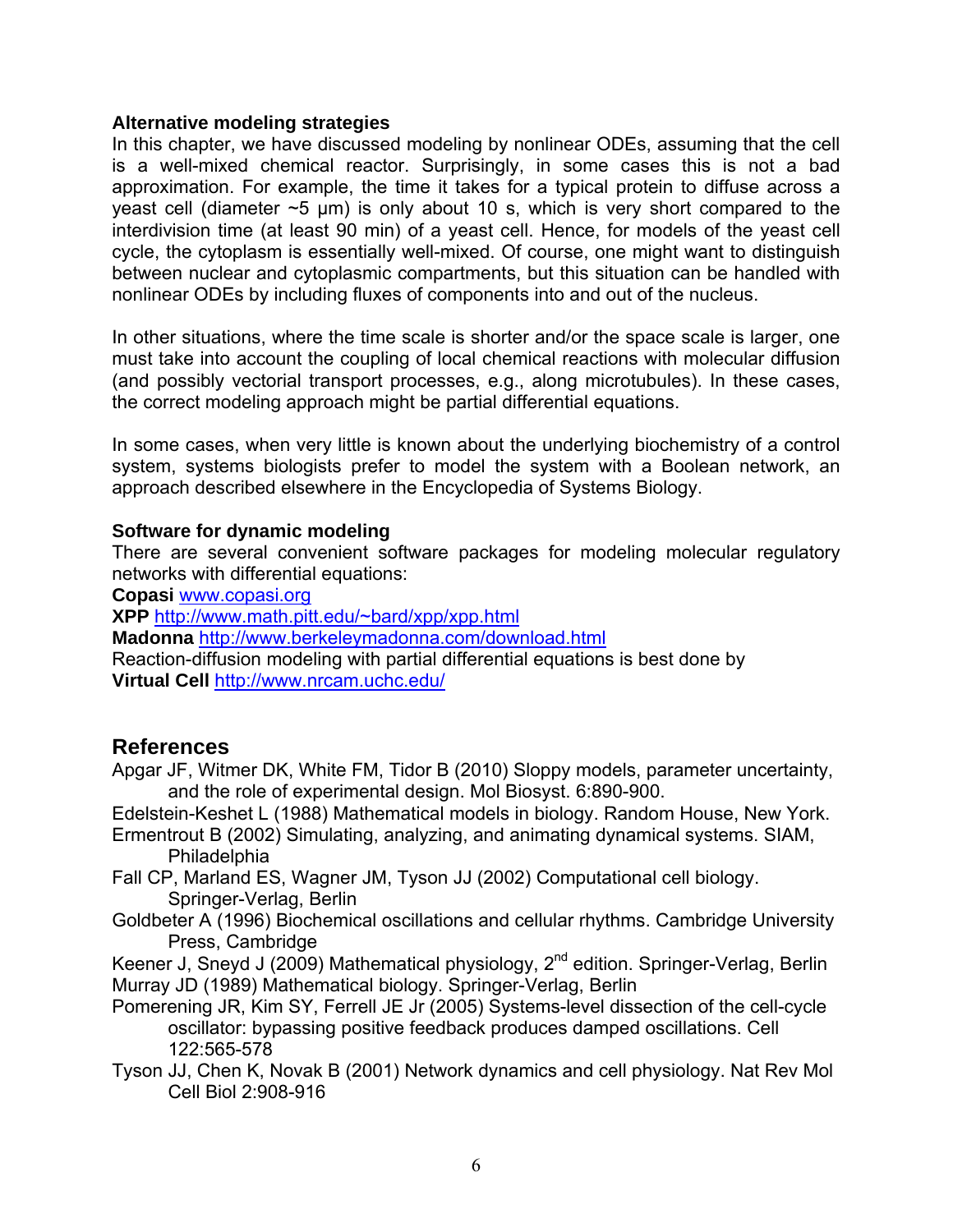### Alternative modeling strategies

In this chapter, we have discussed modeling by nonlinear ODEs, assuming that the cell is a well-mixed chemical reactor. Surprisingly, in some cases this is not a bad approximation. For example, the time it takes for a typical protein to diffuse across a yeast cell (diameter ~5 μm) is only about 10 s, which is very short compared to the interdivision time (at least 90 min) of a yeast cell. Hence, for models of the yeast cell cycle, the cytoplasm is essentially well-mixed. Of course, one might want to distinguish between nuclear and cytoplasmic compartments, but this situation can be handled with nonlinear ODEs by including fluxes of components into and out of the nucleus.

In other situations, where the time scale is shorter and/or the space scale is larger, one must take into account the coupling of local chemical reactions with molecular diffusion (and possibly vectorial transport processes, e.g., along microtubules). In these cases, the correct modeling approach might be partial differential equations.

In some cases, when very little is known about the underlying biochemistry of a control system, systems biologists prefer to model the system with a Boolean network, an approach described elsewhere in the Encyclopedia of Systems Biology.

### Software for dynamic modeling

There are several convenient software packages for modeling molecular regulatory networks with differential equations:

**Copasi** www.copasi.org

**XPP** http://www.math.pitt.edu/~bard/xpp/xpp.html

**Madonna** http://www.berkeleymadonna.com/download.html

Reaction-diffusion modeling with partial differential equations is best done by

**Virtual Cell** http://www.nrcam.uchc.edu/

## References

Apgar JF, Witmer DK, White FM, Tidor B (2010) Sloppy models, parameter uncertainty, and the role of experimental design. Mol Biosyst. 6:890-900.

Edelstein-Keshet L (1988) Mathematical models in biology. Random House, New York.

Ermentrout B (2002) Simulating, analyzing, and animating dynamical systems. SIAM, Philadelphia

Fall CP, Marland ES, Wagner JM, Tyson JJ (2002) Computational cell biology. Springer-Verlag, Berlin

Goldbeter A (1996) Biochemical oscillations and cellular rhythms. Cambridge University Press, Cambridge

Keener J, Sneyd J (2009) Mathematical physiology, 2nd edition. Springer-Verlag, Berlin

Murray JD (1989) Mathematical biology. Springer-Verlag, Berlin

Pomerening JR, Kim SY, Ferrell JE Jr (2005) Systems-level dissection of the cell-cycle oscillator: bypassing positive feedback produces damped oscillations. Cell 122:565-578

Tyson JJ, Chen K, Novak B (2001) Network dynamics and cell physiology. Nat Rev Mol Cell Biol 2:908-916